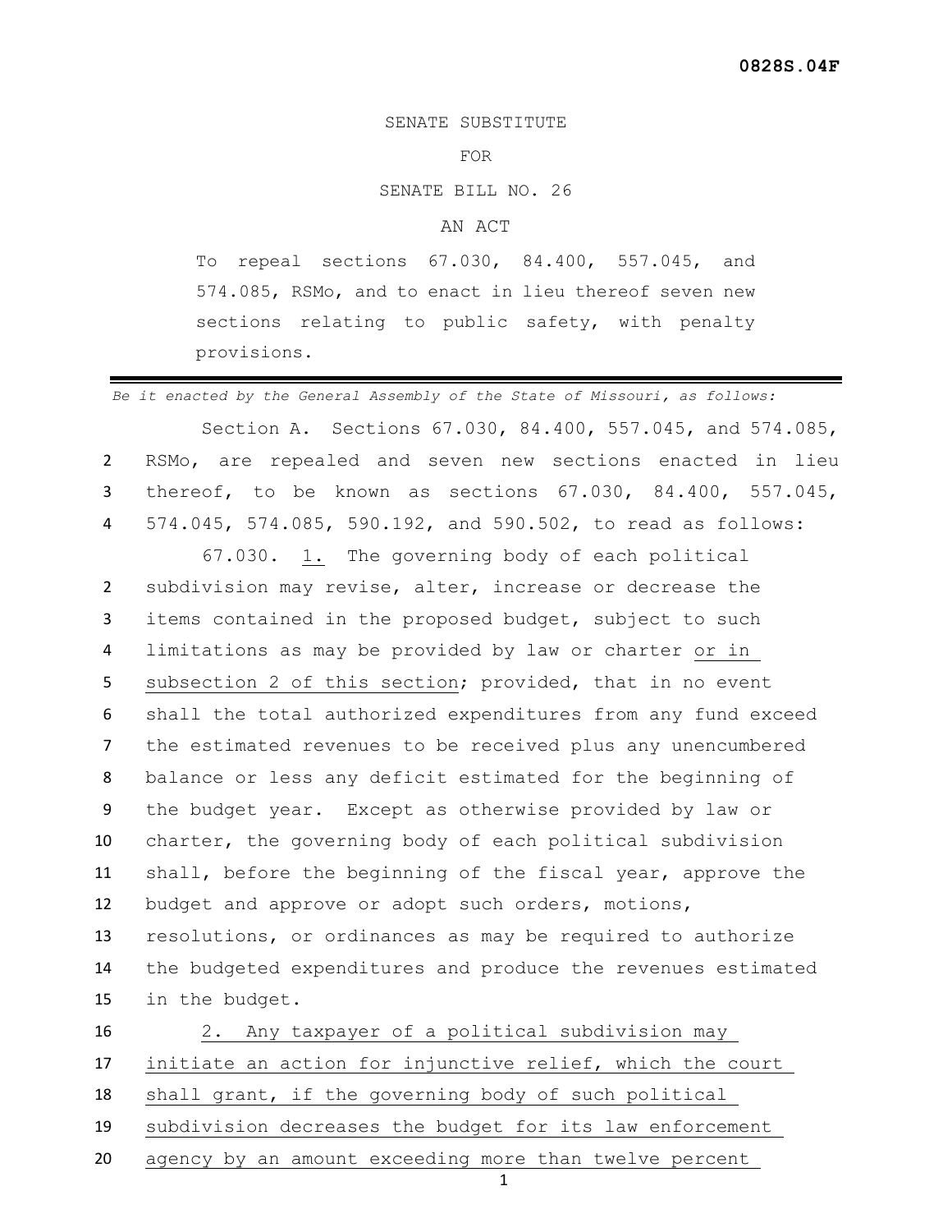**0828S.04F**

SENATE SUBSTITUTE

FOR

SENATE BILL NO. 26

AN ACT

To repeal sections 67.030, 84.400, 557.045, and 574.085, RSMo, and to enact in lieu thereof seven new sections relating to public safety, with penalty provisions.

---

*Be it enacted by the General Assembly of the State of Missouri, as follows:*

Section A. Sections 67.030, 84.400, 557.045, and 574.085, RSMo, are repealed and seven new sections enacted in lieu thereof, to be known as sections 67.030, 84.400, 557.045, 574.045, 574.085, 590.192, and 590.502, to read as follows:

67.030. <u>1.</u> The governing body of each political subdivision may revise, alter, increase or decrease the items contained in the proposed budget, subject to such limitations as may be provided by law or charter <u>or in subsection 2 of this section</u>; provided, that in no event shall the total authorized expenditures from any fund exceed the estimated revenues to be received plus any unencumbered balance or less any deficit estimated for the beginning of the budget year. Except as otherwise provided by law or charter, the governing body of each political subdivision shall, before the beginning of the fiscal year, approve the budget and approve or adopt such orders, motions, resolutions, or ordinances as may be required to authorize the budgeted expenditures and produce the revenues estimated in the budget.

<u>2. Any taxpayer of a political subdivision may initiate an action for injunctive relief, which the court shall grant, if the governing body of such political subdivision decreases the budget for its law enforcement agency by an amount exceeding more than twelve percent</u>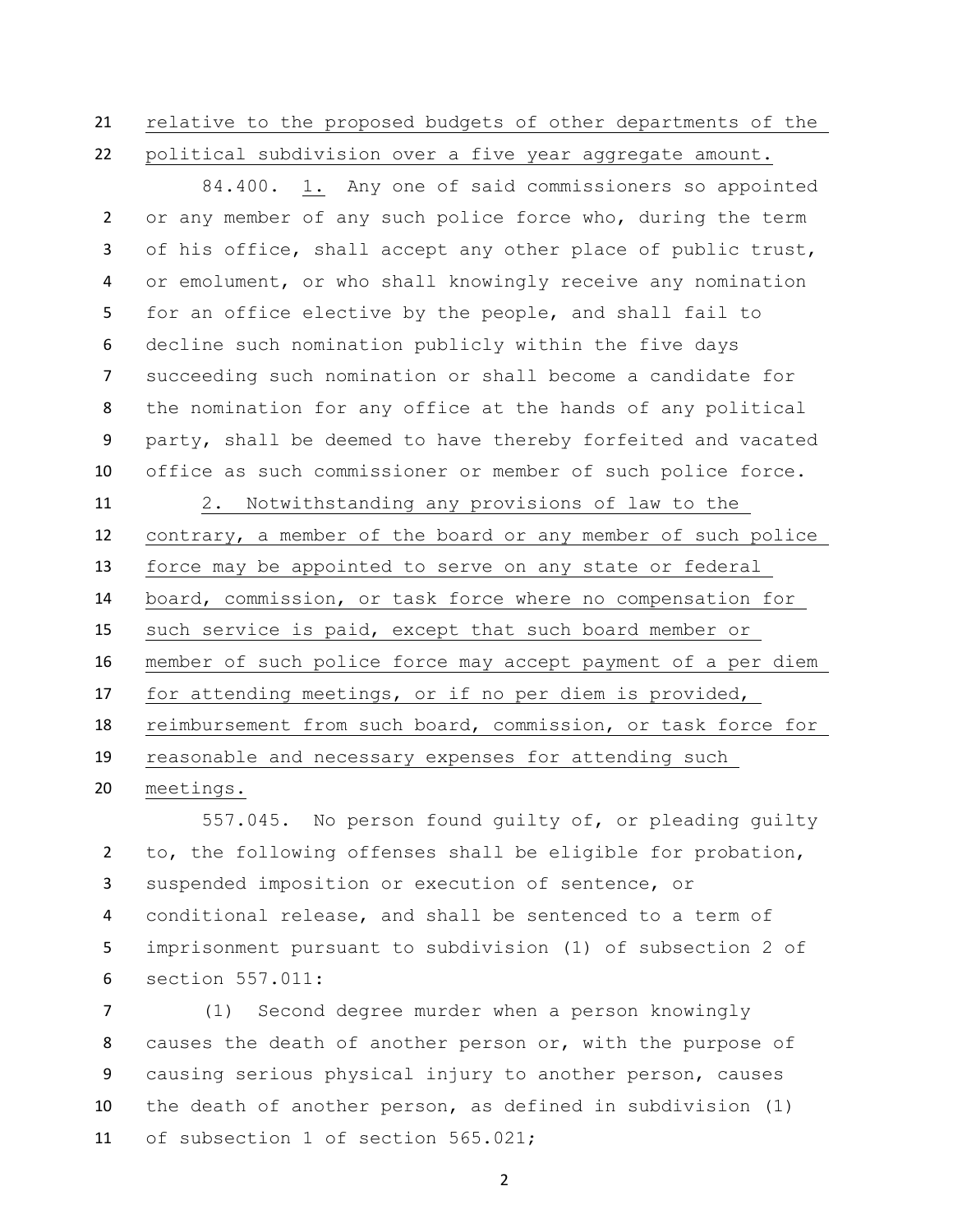relative to the proposed budgets of other departments of the political subdivision over a five year aggregate amount.

84.400. 1. Any one of said commissioners so appointed or any member of any such police force who, during the term of his office, shall accept any other place of public trust, or emolument, or who shall knowingly receive any nomination for an office elective by the people, and shall fail to decline such nomination publicly within the five days succeeding such nomination or shall become a candidate for the nomination for any office at the hands of any political party, shall be deemed to have thereby forfeited and vacated office as such commissioner or member of such police force.

2. Notwithstanding any provisions of law to the contrary, a member of the board or any member of such police force may be appointed to serve on any state or federal board, commission, or task force where no compensation for such service is paid, except that such board member or member of such police force may accept payment of a per diem for attending meetings, or if no per diem is provided, reimbursement from such board, commission, or task force for reasonable and necessary expenses for attending such meetings.

557.045. No person found guilty of, or pleading guilty to, the following offenses shall be eligible for probation, suspended imposition or execution of sentence, or conditional release, and shall be sentenced to a term of imprisonment pursuant to subdivision (1) of subsection 2 of section 557.011:

(1) Second degree murder when a person knowingly causes the death of another person or, with the purpose of causing serious physical injury to another person, causes the death of another person, as defined in subdivision (1) of subsection 1 of section 565.021;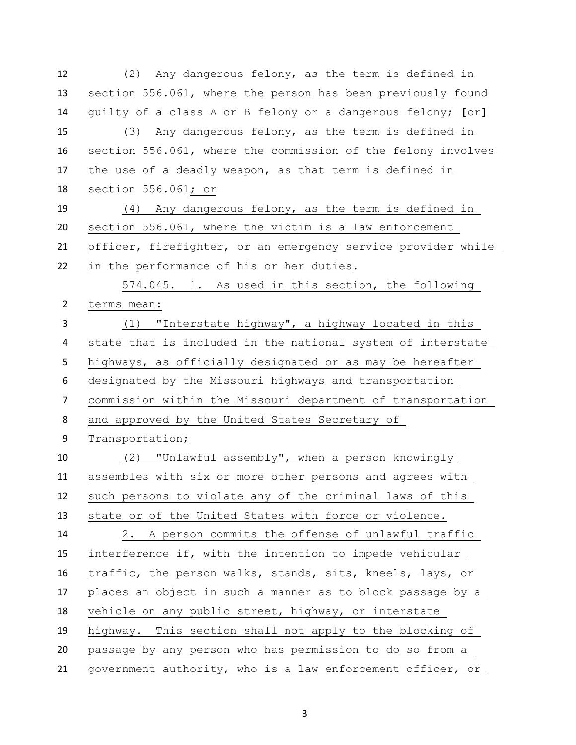(2) Any dangerous felony, as the term is defined in section 556.061, where the person has been previously found guilty of a class A or B felony or a dangerous felony; [or]

(3) Any dangerous felony, as the term is defined in section 556.061, where the commission of the felony involves the use of a deadly weapon, as that term is defined in section 556.061; or

(4) Any dangerous felony, as the term is defined in section 556.061, where the victim is a law enforcement officer, firefighter, or an emergency service provider while in the performance of his or her duties.

574.045. 1. As used in this section, the following terms mean:

(1) "Interstate highway", a highway located in this state that is included in the national system of interstate highways, as officially designated or as may be hereafter designated by the Missouri highways and transportation commission within the Missouri department of transportation and approved by the United States Secretary of Transportation;

(2) "Unlawful assembly", when a person knowingly assembles with six or more other persons and agrees with such persons to violate any of the criminal laws of this state or of the United States with force or violence.

2. A person commits the offense of unlawful traffic interference if, with the intention to impede vehicular traffic, the person walks, stands, sits, kneels, lays, or places an object in such a manner as to block passage by a vehicle on any public street, highway, or interstate highway. This section shall not apply to the blocking of passage by any person who has permission to do so from a government authority, who is a law enforcement officer, or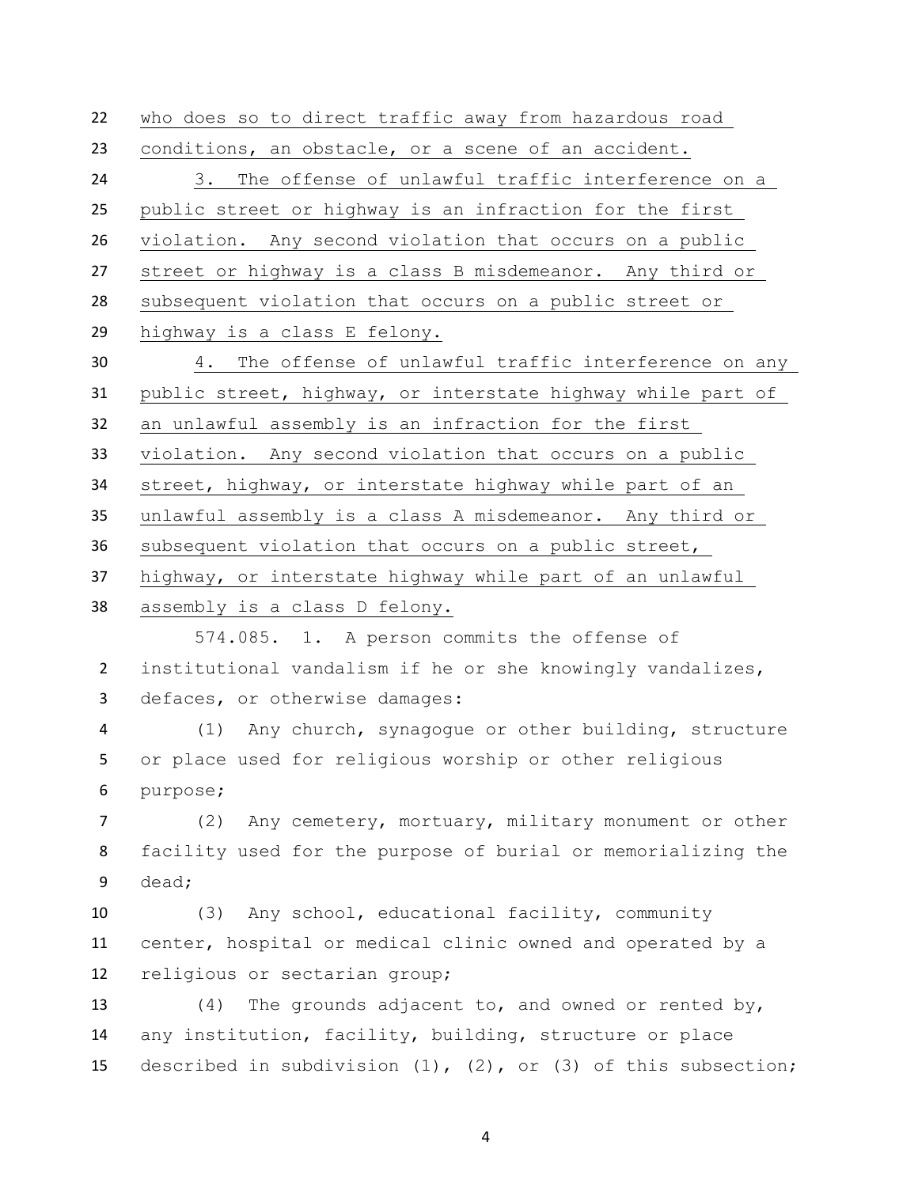who does so to direct traffic away from hazardous road conditions, an obstacle, or a scene of an accident.

3. The offense of unlawful traffic interference on a public street or highway is an infraction for the first violation. Any second violation that occurs on a public street or highway is a class B misdemeanor. Any third or subsequent violation that occurs on a public street or highway is a class E felony.

4. The offense of unlawful traffic interference on any public street, highway, or interstate highway while part of an unlawful assembly is an infraction for the first violation. Any second violation that occurs on a public street, highway, or interstate highway while part of an unlawful assembly is a class A misdemeanor. Any third or subsequent violation that occurs on a public street, highway, or interstate highway while part of an unlawful assembly is a class D felony.

574.085. 1. A person commits the offense of institutional vandalism if he or she knowingly vandalizes, defaces, or otherwise damages:

(1) Any church, synagogue or other building, structure or place used for religious worship or other religious purpose;

(2) Any cemetery, mortuary, military monument or other facility used for the purpose of burial or memorializing the dead;

(3) Any school, educational facility, community center, hospital or medical clinic owned and operated by a religious or sectarian group;

(4) The grounds adjacent to, and owned or rented by, any institution, facility, building, structure or place described in subdivision (1), (2), or (3) of this subsection;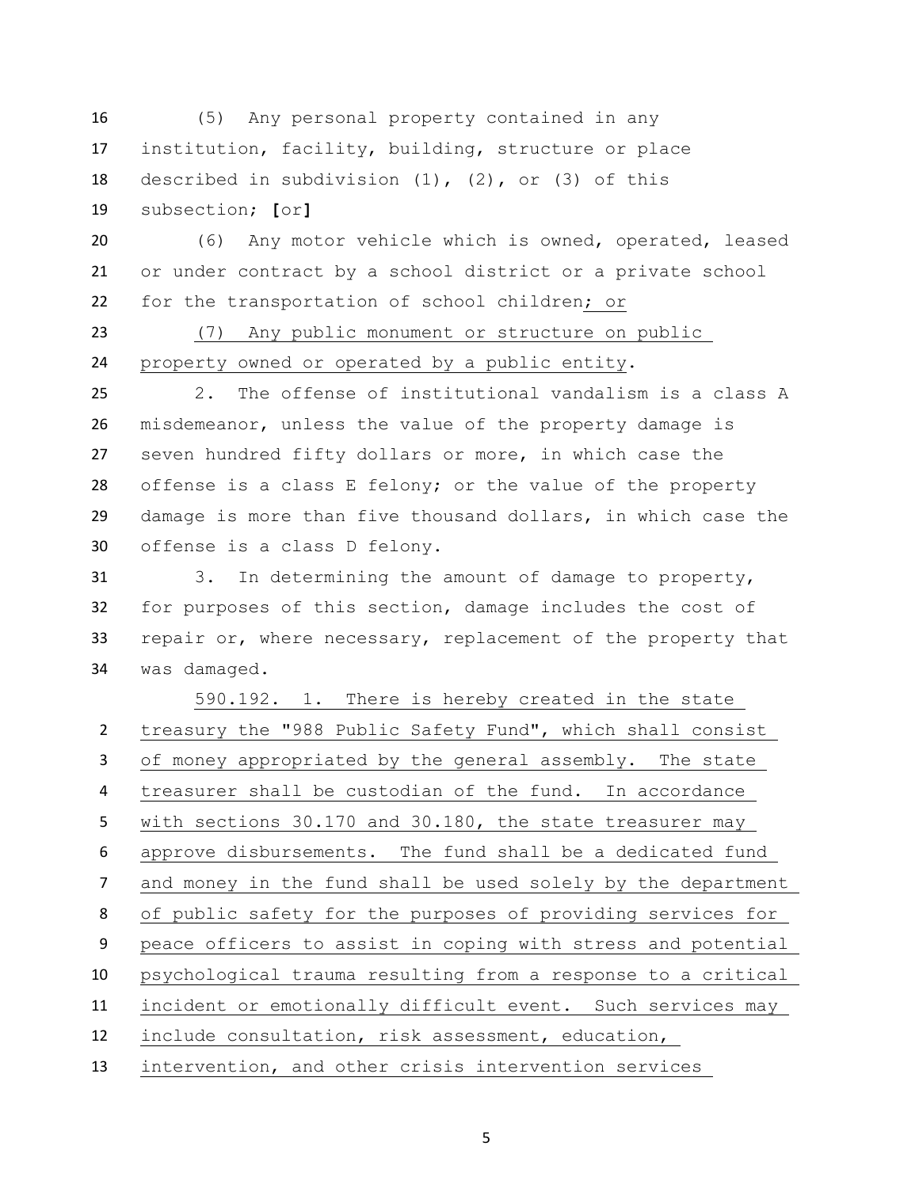(5) Any personal property contained in any institution, facility, building, structure or place described in subdivision (1), (2), or (3) of this subsection; **[**or**]**

(6) Any motor vehicle which is owned, operated, leased or under contract by a school district or a private school for the transportation of school children<u>; or</u>

<u>(7) Any public monument or structure on public property owned or operated by a public entity</u>.

2. The offense of institutional vandalism is a class A misdemeanor, unless the value of the property damage is seven hundred fifty dollars or more, in which case the offense is a class E felony; or the value of the property damage is more than five thousand dollars, in which case the offense is a class D felony.

3. In determining the amount of damage to property, for purposes of this section, damage includes the cost of repair or, where necessary, replacement of the property that was damaged.

<u>590.192. 1. There is hereby created in the state treasury the "988 Public Safety Fund", which shall consist of money appropriated by the general assembly. The state treasurer shall be custodian of the fund. In accordance with sections 30.170 and 30.180, the state treasurer may approve disbursements. The fund shall be a dedicated fund and money in the fund shall be used solely by the department of public safety for the purposes of providing services for peace officers to assist in coping with stress and potential psychological trauma resulting from a response to a critical incident or emotionally difficult event. Such services may include consultation, risk assessment, education, intervention, and other crisis intervention services</u>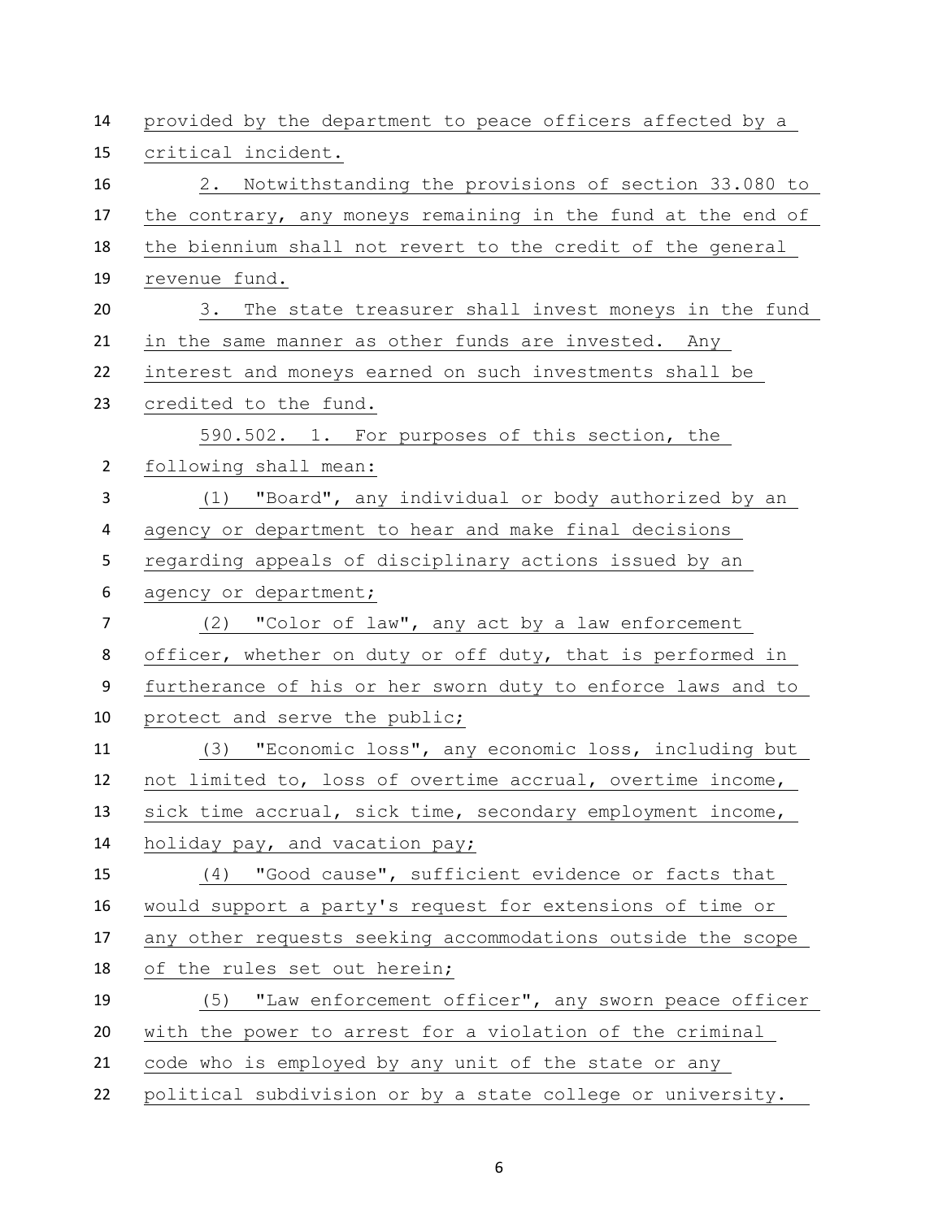provided by the department to peace officers affected by a critical incident.

2. Notwithstanding the provisions of section 33.080 to the contrary, any moneys remaining in the fund at the end of the biennium shall not revert to the credit of the general revenue fund.

3. The state treasurer shall invest moneys in the fund in the same manner as other funds are invested. Any interest and moneys earned on such investments shall be credited to the fund.

590.502. 1. For purposes of this section, the following shall mean:

(1) "Board", any individual or body authorized by an agency or department to hear and make final decisions regarding appeals of disciplinary actions issued by an agency or department;

(2) "Color of law", any act by a law enforcement officer, whether on duty or off duty, that is performed in furtherance of his or her sworn duty to enforce laws and to protect and serve the public;

(3) "Economic loss", any economic loss, including but not limited to, loss of overtime accrual, overtime income, sick time accrual, sick time, secondary employment income, holiday pay, and vacation pay;

(4) "Good cause", sufficient evidence or facts that would support a party's request for extensions of time or any other requests seeking accommodations outside the scope of the rules set out herein;

(5) "Law enforcement officer", any sworn peace officer with the power to arrest for a violation of the criminal code who is employed by any unit of the state or any political subdivision or by a state college or university.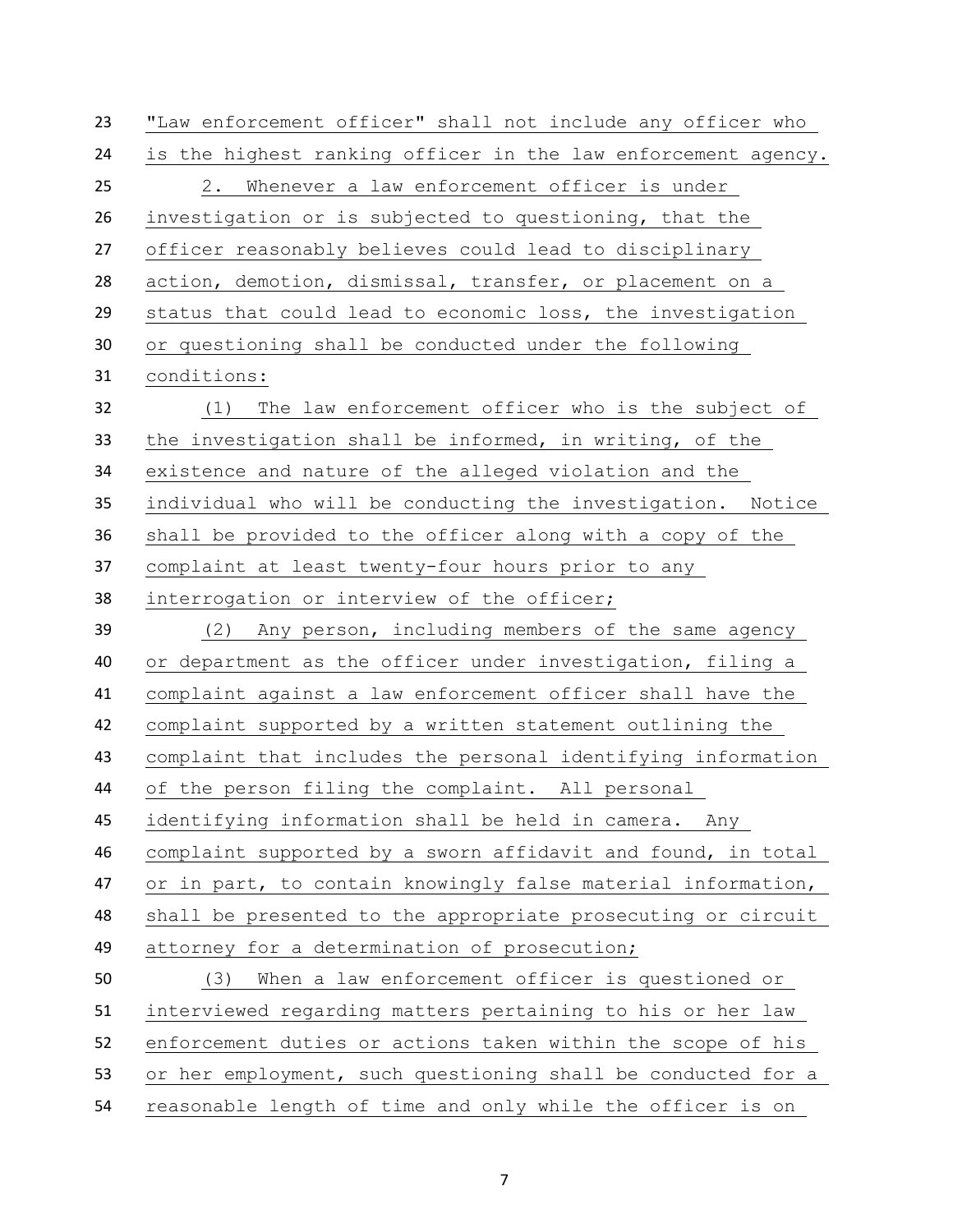"Law enforcement officer" shall not include any officer who is the highest ranking officer in the law enforcement agency.

2. Whenever a law enforcement officer is under investigation or is subjected to questioning, that the officer reasonably believes could lead to disciplinary action, demotion, dismissal, transfer, or placement on a status that could lead to economic loss, the investigation or questioning shall be conducted under the following conditions:

(1) The law enforcement officer who is the subject of the investigation shall be informed, in writing, of the existence and nature of the alleged violation and the individual who will be conducting the investigation. Notice shall be provided to the officer along with a copy of the complaint at least twenty-four hours prior to any interrogation or interview of the officer;

(2) Any person, including members of the same agency or department as the officer under investigation, filing a complaint against a law enforcement officer shall have the complaint supported by a written statement outlining the complaint that includes the personal identifying information of the person filing the complaint. All personal identifying information shall be held in camera. Any complaint supported by a sworn affidavit and found, in total or in part, to contain knowingly false material information, shall be presented to the appropriate prosecuting or circuit attorney for a determination of prosecution;

(3) When a law enforcement officer is questioned or interviewed regarding matters pertaining to his or her law enforcement duties or actions taken within the scope of his or her employment, such questioning shall be conducted for a reasonable length of time and only while the officer is on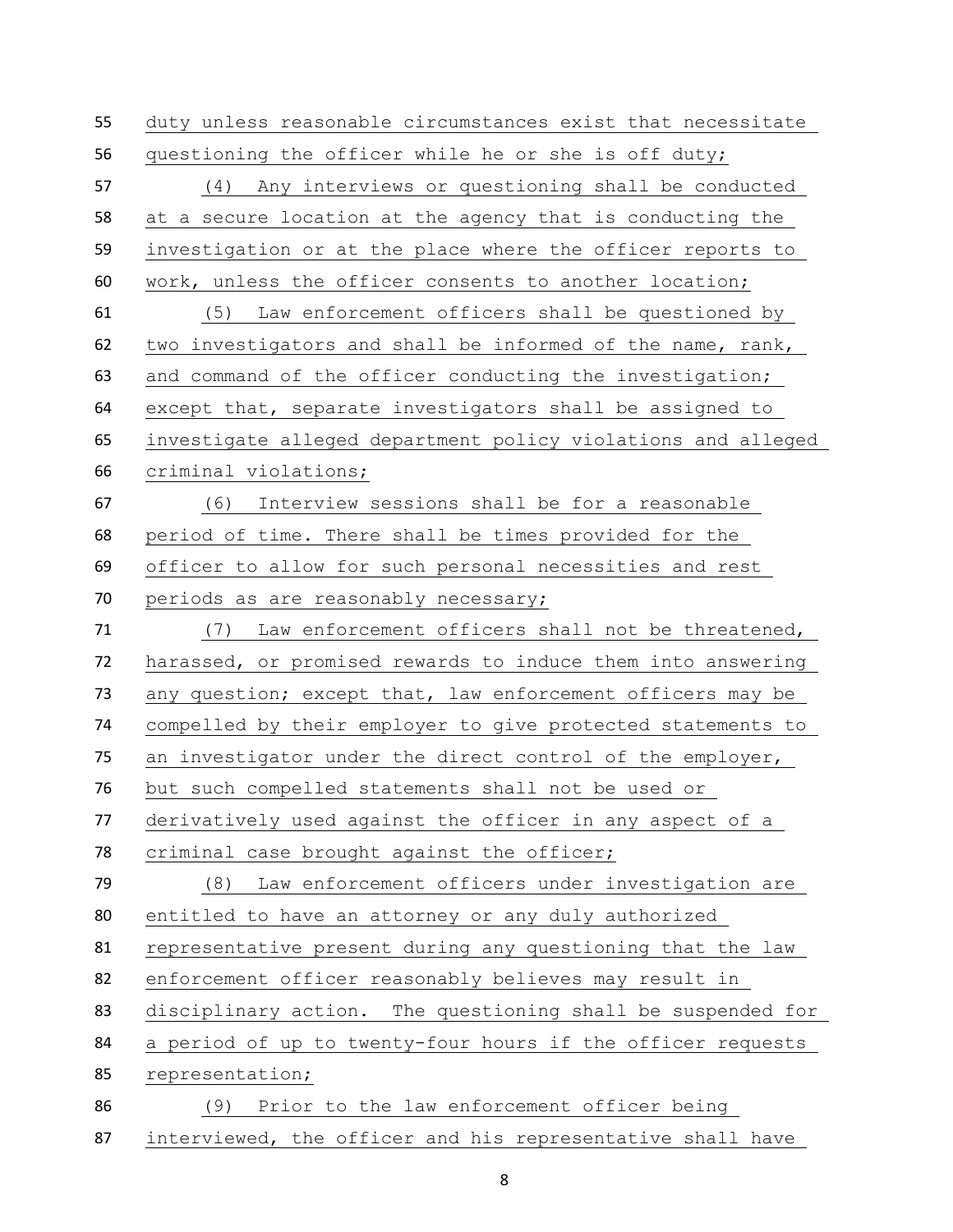duty unless reasonable circumstances exist that necessitate questioning the officer while he or she is off duty;

(4) Any interviews or questioning shall be conducted at a secure location at the agency that is conducting the investigation or at the place where the officer reports to work, unless the officer consents to another location;

(5) Law enforcement officers shall be questioned by two investigators and shall be informed of the name, rank, and command of the officer conducting the investigation; except that, separate investigators shall be assigned to investigate alleged department policy violations and alleged criminal violations;

(6) Interview sessions shall be for a reasonable period of time. There shall be times provided for the officer to allow for such personal necessities and rest periods as are reasonably necessary;

(7) Law enforcement officers shall not be threatened, harassed, or promised rewards to induce them into answering any question; except that, law enforcement officers may be compelled by their employer to give protected statements to an investigator under the direct control of the employer, but such compelled statements shall not be used or derivatively used against the officer in any aspect of a criminal case brought against the officer;

(8) Law enforcement officers under investigation are entitled to have an attorney or any duly authorized representative present during any questioning that the law enforcement officer reasonably believes may result in disciplinary action. The questioning shall be suspended for a period of up to twenty-four hours if the officer requests representation;

(9) Prior to the law enforcement officer being interviewed, the officer and his representative shall have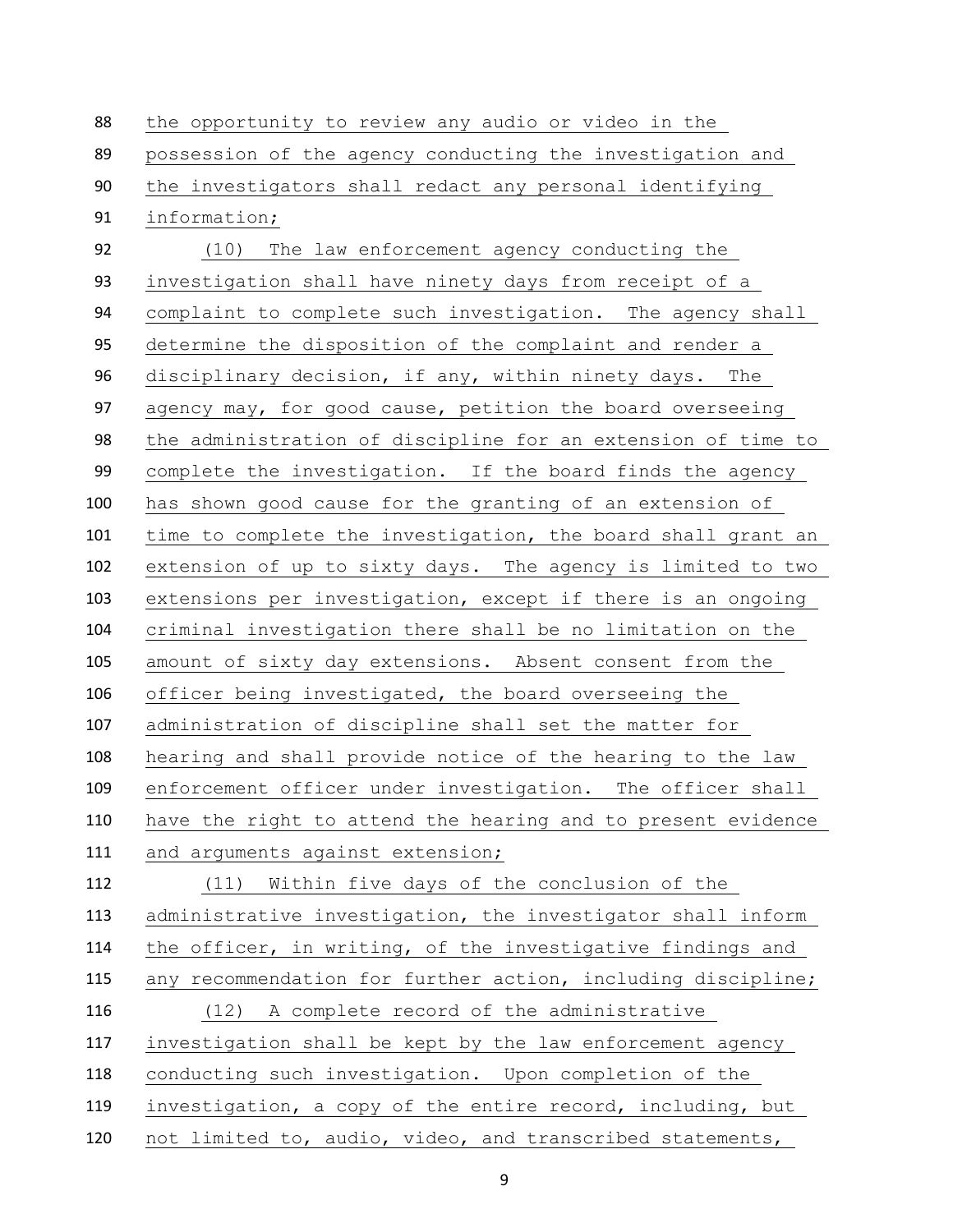the opportunity to review any audio or video in the possession of the agency conducting the investigation and the investigators shall redact any personal identifying information;

(10) The law enforcement agency conducting the investigation shall have ninety days from receipt of a complaint to complete such investigation. The agency shall determine the disposition of the complaint and render a disciplinary decision, if any, within ninety days. The agency may, for good cause, petition the board overseeing the administration of discipline for an extension of time to complete the investigation. If the board finds the agency has shown good cause for the granting of an extension of time to complete the investigation, the board shall grant an extension of up to sixty days. The agency is limited to two extensions per investigation, except if there is an ongoing criminal investigation there shall be no limitation on the amount of sixty day extensions. Absent consent from the officer being investigated, the board overseeing the administration of discipline shall set the matter for hearing and shall provide notice of the hearing to the law enforcement officer under investigation. The officer shall have the right to attend the hearing and to present evidence and arguments against extension;

(11) Within five days of the conclusion of the administrative investigation, the investigator shall inform the officer, in writing, of the investigative findings and any recommendation for further action, including discipline;

(12) A complete record of the administrative investigation shall be kept by the law enforcement agency conducting such investigation. Upon completion of the investigation, a copy of the entire record, including, but not limited to, audio, video, and transcribed statements,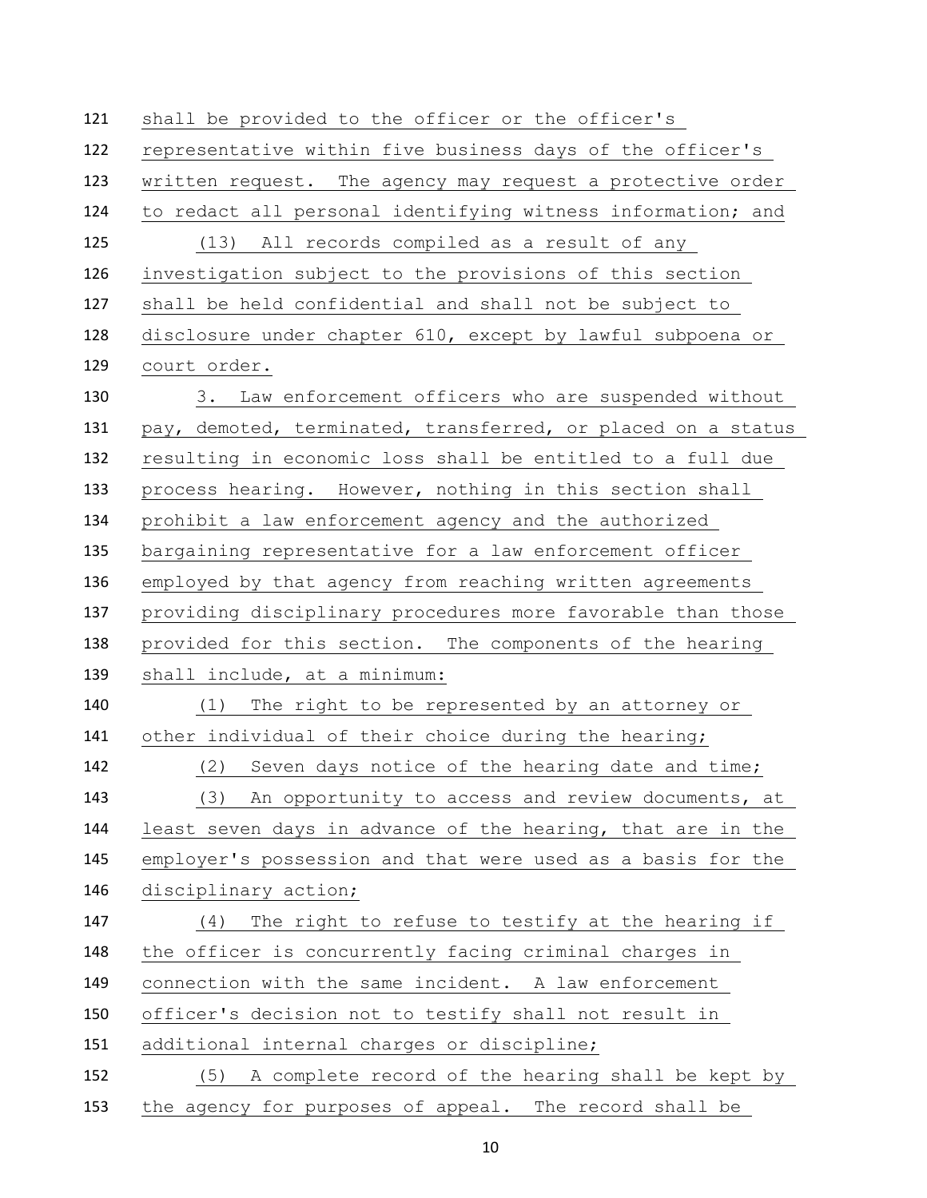shall be provided to the officer or the officer's representative within five business days of the officer's written request. The agency may request a protective order to redact all personal identifying witness information; and

(13) All records compiled as a result of any investigation subject to the provisions of this section shall be held confidential and shall not be subject to disclosure under chapter 610, except by lawful subpoena or court order.

3. Law enforcement officers who are suspended without pay, demoted, terminated, transferred, or placed on a status resulting in economic loss shall be entitled to a full due process hearing. However, nothing in this section shall prohibit a law enforcement agency and the authorized bargaining representative for a law enforcement officer employed by that agency from reaching written agreements providing disciplinary procedures more favorable than those provided for this section. The components of the hearing shall include, at a minimum:

(1) The right to be represented by an attorney or other individual of their choice during the hearing;

(2) Seven days notice of the hearing date and time;

(3) An opportunity to access and review documents, at least seven days in advance of the hearing, that are in the employer's possession and that were used as a basis for the disciplinary action;

(4) The right to refuse to testify at the hearing if the officer is concurrently facing criminal charges in connection with the same incident. A law enforcement officer's decision not to testify shall not result in additional internal charges or discipline;

(5) A complete record of the hearing shall be kept by the agency for purposes of appeal. The record shall be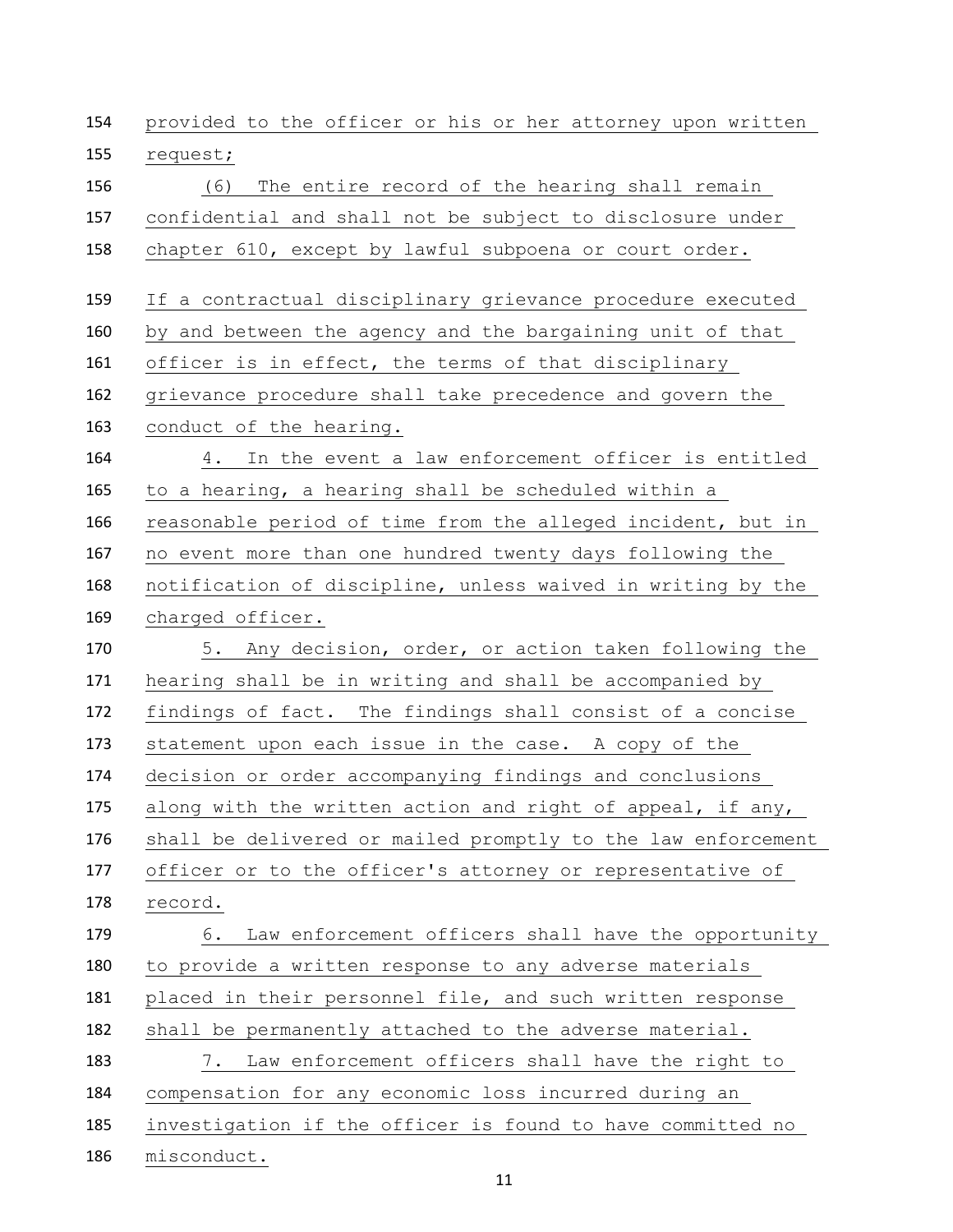provided to the officer or his or her attorney upon written request;

(6) The entire record of the hearing shall remain confidential and shall not be subject to disclosure under chapter 610, except by lawful subpoena or court order.

If a contractual disciplinary grievance procedure executed by and between the agency and the bargaining unit of that officer is in effect, the terms of that disciplinary grievance procedure shall take precedence and govern the conduct of the hearing.

4. In the event a law enforcement officer is entitled to a hearing, a hearing shall be scheduled within a reasonable period of time from the alleged incident, but in no event more than one hundred twenty days following the notification of discipline, unless waived in writing by the charged officer.

5. Any decision, order, or action taken following the hearing shall be in writing and shall be accompanied by findings of fact. The findings shall consist of a concise statement upon each issue in the case. A copy of the decision or order accompanying findings and conclusions along with the written action and right of appeal, if any, shall be delivered or mailed promptly to the law enforcement officer or to the officer's attorney or representative of record.

6. Law enforcement officers shall have the opportunity to provide a written response to any adverse materials placed in their personnel file, and such written response shall be permanently attached to the adverse material.

7. Law enforcement officers shall have the right to compensation for any economic loss incurred during an investigation if the officer is found to have committed no misconduct.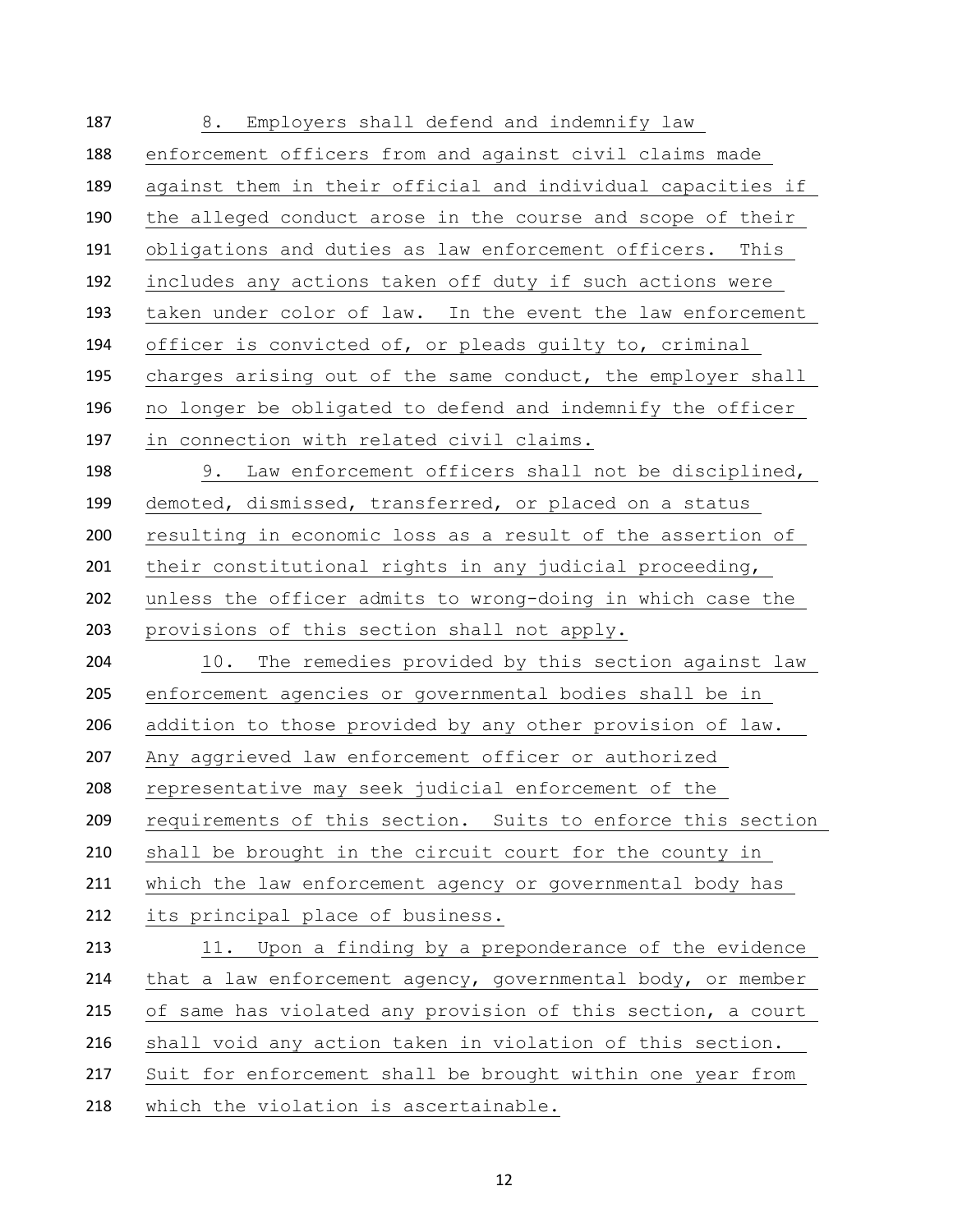8. Employers shall defend and indemnify law enforcement officers from and against civil claims made against them in their official and individual capacities if the alleged conduct arose in the course and scope of their obligations and duties as law enforcement officers. This includes any actions taken off duty if such actions were taken under color of law. In the event the law enforcement officer is convicted of, or pleads guilty to, criminal charges arising out of the same conduct, the employer shall no longer be obligated to defend and indemnify the officer in connection with related civil claims.

9. Law enforcement officers shall not be disciplined, demoted, dismissed, transferred, or placed on a status resulting in economic loss as a result of the assertion of their constitutional rights in any judicial proceeding, unless the officer admits to wrong-doing in which case the provisions of this section shall not apply.

10. The remedies provided by this section against law enforcement agencies or governmental bodies shall be in addition to those provided by any other provision of law. Any aggrieved law enforcement officer or authorized representative may seek judicial enforcement of the requirements of this section. Suits to enforce this section shall be brought in the circuit court for the county in which the law enforcement agency or governmental body has its principal place of business.

11. Upon a finding by a preponderance of the evidence that a law enforcement agency, governmental body, or member of same has violated any provision of this section, a court shall void any action taken in violation of this section. Suit for enforcement shall be brought within one year from which the violation is ascertainable.